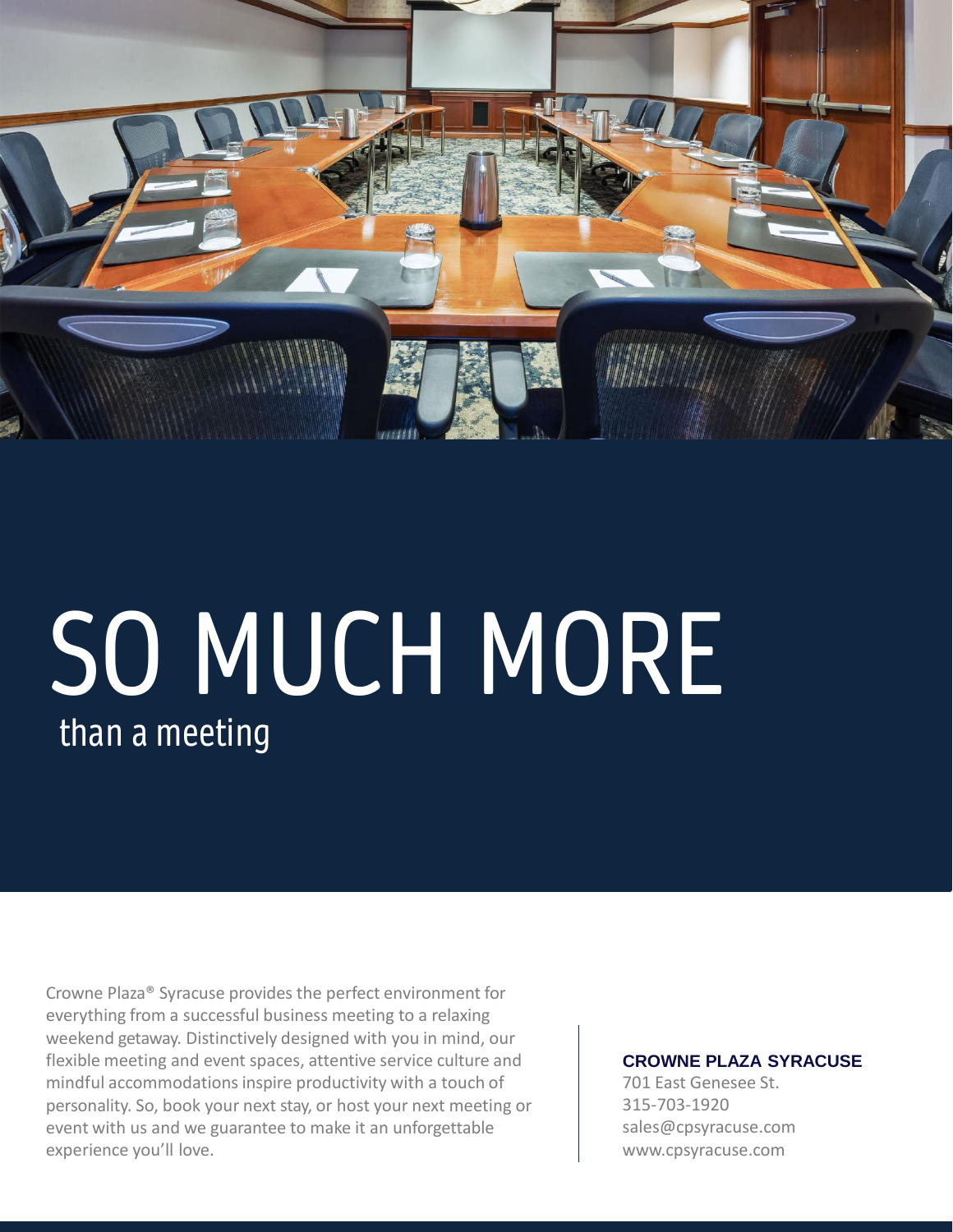# SO MUCH MORE

## than a meeting

Crowne Plaza® Syracuse provides the perfect environment for everything from a successful business meeting to a relaxing weekend getaway. Distinctively designed with you in mind, our flexible meeting and event spaces, attentive service culture and mindful accommodations inspire productivity with a touch of personality. So, book your next stay, or host your next meeting or event with us and we guarantee to make it an unforgettable experience you'll love.

**CROWNE PLAZA SYRACUSE**

701 East Genesee St.
315-703-1920
sales@cpsyracuse.com
www.cpsyracuse.com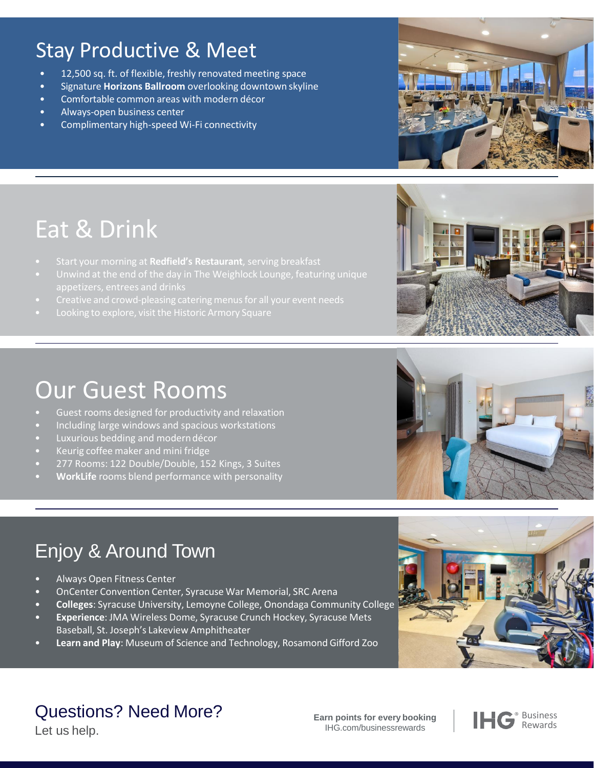## Stay Productive & Meet

- 12,500 sq. ft. of flexible, freshly renovated meeting space
- Signature **Horizons Ballroom** overlooking downtown skyline
- Comfortable common areas with modern décor
- Always-open business center
- Complimentary high-speed Wi-Fi connectivity

## Eat & Drink

- Start your morning at **Redfield's Restaurant**, serving breakfast
- Unwind at the end of the day in The Weighlock Lounge, featuring unique appetizers, entrees and drinks
- Creative and crowd-pleasing catering menus for all your event needs
- Looking to explore, visit the Historic Armory Square

## Our Guest Rooms

- Guest rooms designed for productivity and relaxation
- Including large windows and spacious workstations
- Luxurious bedding and modern décor
- Keurig coffee maker and mini fridge
- 277 Rooms: 122 Double/Double, 152 Kings, 3 Suites
- **WorkLife** rooms blend performance with personality

## Enjoy & Around Town

- Always Open Fitness Center
- OnCenter Convention Center, Syracuse War Memorial, SRC Arena
- **Colleges**: Syracuse University, Lemoyne College, Onondaga Community College
- **Experience**: JMA Wireless Dome, Syracuse Crunch Hockey, Syracuse Mets Baseball, St. Joseph's Lakeview Amphitheater
- **Learn and Play**: Museum of Science and Technology, Rosamond Gifford Zoo

## Questions? Need More?

Let us help.

**Earn points for every booking**
IHG.com/businessrewards

IHG® Business Rewards